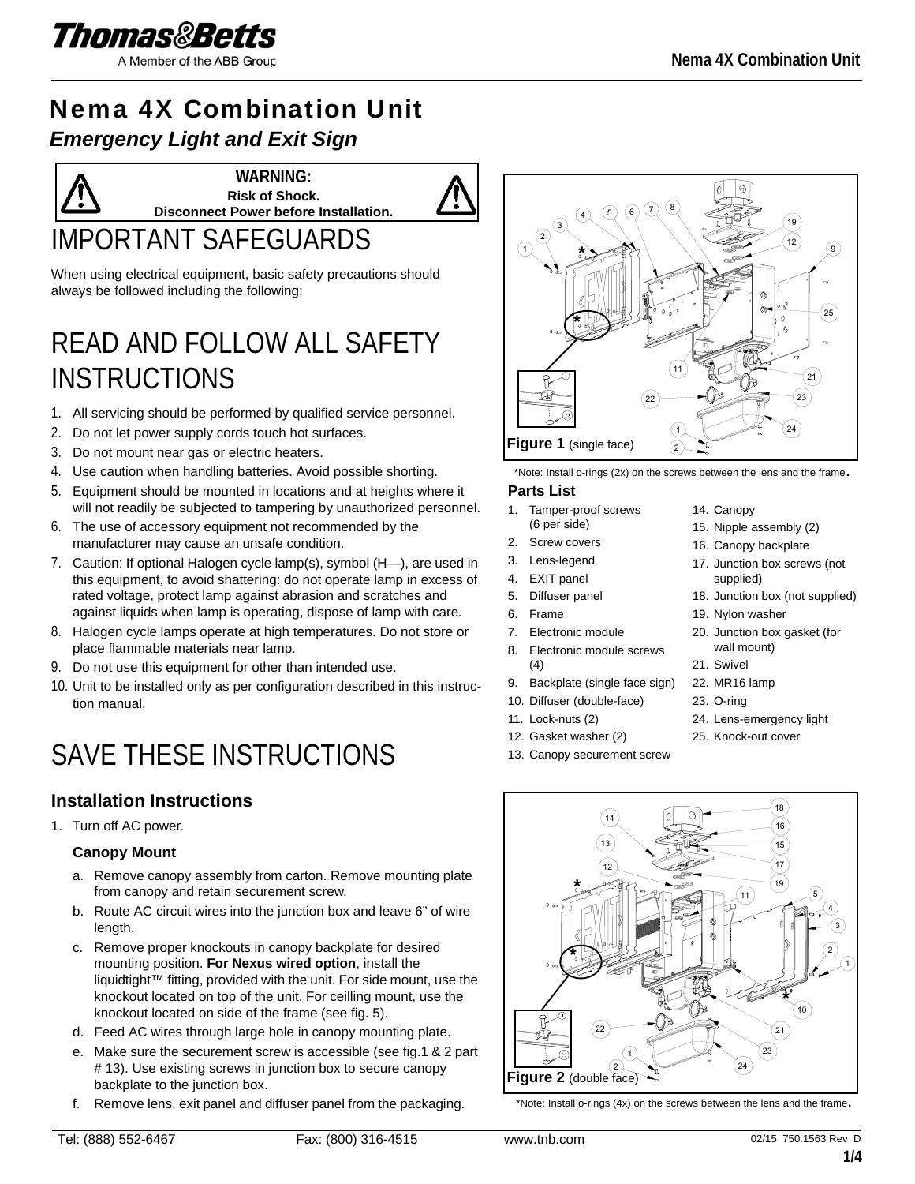# Nema 4X Combination Unit

## *Emergency Light and Exit Sign*

**WARNING:**
**Risk of Shock.**
**Disconnect Power before Installation.**

# IMPORTANT SAFEGUARDS

When using electrical equipment, basic safety precautions should always be followed including the following:

# READ AND FOLLOW ALL SAFETY INSTRUCTIONS

1. All servicing should be performed by qualified service personnel.
2. Do not let power supply cords touch hot surfaces.
3. Do not mount near gas or electric heaters.
4. Use caution when handling batteries. Avoid possible shorting.
5. Equipment should be mounted in locations and at heights where it will not readily be subjected to tampering by unauthorized personnel.
6. The use of accessory equipment not recommended by the manufacturer may cause an unsafe condition.
7. Caution: If optional Halogen cycle lamp(s), symbol (H—), are used in this equipment, to avoid shattering: do not operate lamp in excess of rated voltage, protect lamp against abrasion and scratches and against liquids when lamp is operating, dispose of lamp with care.
8. Halogen cycle lamps operate at high temperatures. Do not store or place flammable materials near lamp.
9. Do not use this equipment for other than intended use.
10. Unit to be installed only as per configuration described in this instruction manual.

# SAVE THESE INSTRUCTIONS

### Installation Instructions

1. Turn off AC power.

#### Canopy Mount

a. Remove canopy assembly from carton. Remove mounting plate from canopy and retain securement screw.
b. Route AC circuit wires into the junction box and leave 6" of wire length.
c. Remove proper knockouts in canopy backplate for desired mounting position. **For Nexus wired option**, install the liquidtight™ fitting, provided with the unit. For side mount, use the knockout located on top of the unit. For ceilling mount, use the knockout located on side of the frame (see fig. 5).
d. Feed AC wires through large hole in canopy mounting plate.
e. Make sure the securement screw is accessible (see fig.1 & 2 part # 13). Use existing screws in junction box to secure canopy backplate to the junction box.
f. Remove lens, exit panel and diffuser panel from the packaging.

**Figure 1** (single face)

*Note: Install o-rings (2x) on the screws between the lens and the frame.

#### Parts List

1. Tamper-proof screws (6 per side)
2. Screw covers
3. Lens-legend
4. EXIT panel
5. Diffuser panel
6. Frame
7. Electronic module
8. Electronic module screws (4)
9. Backplate (single face sign)
10. Diffuser (double-face)
11. Lock-nuts (2)
12. Gasket washer (2)
13. Canopy securement screw
14. Canopy
15. Nipple assembly (2)
16. Canopy backplate
17. Junction box screws (not supplied)
18. Junction box (not supplied)
19. Nylon washer
20. Junction box gasket (for wall mount)
21. Swivel
22. MR16 lamp
23. O-ring
24. Lens-emergency light
25. Knock-out cover

**Figure 2** (double face)

*Note: Install o-rings (4x) on the screws between the lens and the frame.

Tel: (888) 552-6467 Fax: (800) 316-4515 www.tnb.com 02/15 750.1563 Rev D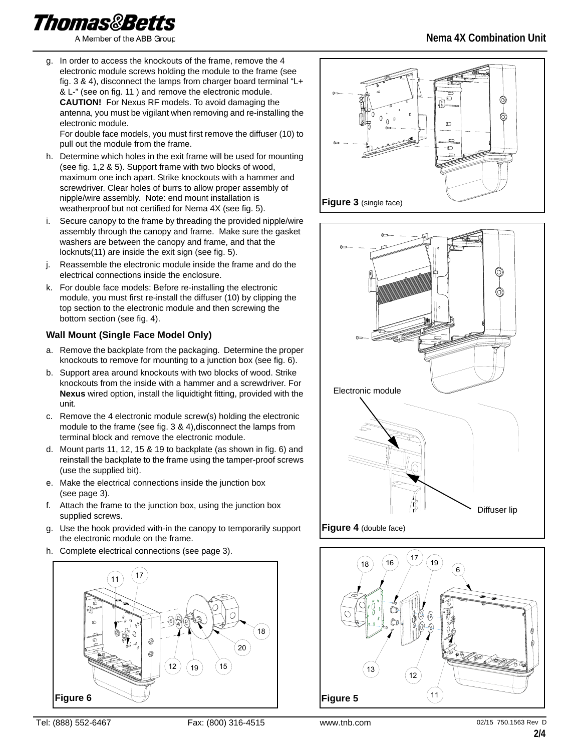g. In order to access the knockouts of the frame, remove the 4 electronic module screws holding the module to the frame (see fig. 3 & 4), disconnect the lamps from charger board terminal "L+ & L-" (see on fig. 11 ) and remove the electronic module. **CAUTION!** For Nexus RF models. To avoid damaging the antenna, you must be vigilant when removing and re-installing the electronic module.
   For double face models, you must first remove the diffuser (10) to pull out the module from the frame.
h. Determine which holes in the exit frame will be used for mounting (see fig. 1,2 & 5). Support frame with two blocks of wood, maximum one inch apart. Strike knockouts with a hammer and screwdriver. Clear holes of burrs to allow proper assembly of nipple/wire assembly. Note: end mount installation is weatherproof but not certified for Nema 4X (see fig. 5).
i. Secure canopy to the frame by threading the provided nipple/wire assembly through the canopy and frame. Make sure the gasket washers are between the canopy and frame, and that the locknuts(11) are inside the exit sign (see fig. 5).
j. Reassemble the electronic module inside the frame and do the electrical connections inside the enclosure.
k. For double face models: Before re-installing the electronic module, you must first re-install the diffuser (10) by clipping the top section to the electronic module and then screwing the bottom section (see fig. 4).

### Wall Mount (Single Face Model Only)

a. Remove the backplate from the packaging. Determine the proper knockouts to remove for mounting to a junction box (see fig. 6).
b. Support area around knockouts with two blocks of wood. Strike knockouts from the inside with a hammer and a screwdriver. For **Nexus** wired option, install the liquidtight fitting, provided with the unit.
c. Remove the 4 electronic module screw(s) holding the electronic module to the frame (see fig. 3 & 4),disconnect the lamps from terminal block and remove the electronic module.
d. Mount parts 11, 12, 15 & 19 to backplate (as shown in fig. 6) and reinstall the backplate to the frame using the tamper-proof screws (use the supplied bit).
e. Make the electrical connections inside the junction box (see page 3).
f. Attach the frame to the junction box, using the junction box supplied screws.
g. Use the hook provided with-in the canopy to temporarily support the electronic module on the frame.
h. Complete electrical connections (see page 3).

**Figure 6**

**Figure 3** (single face)

Electronic module

Diffuser lip

**Figure 4** (double face)

**Figure 5**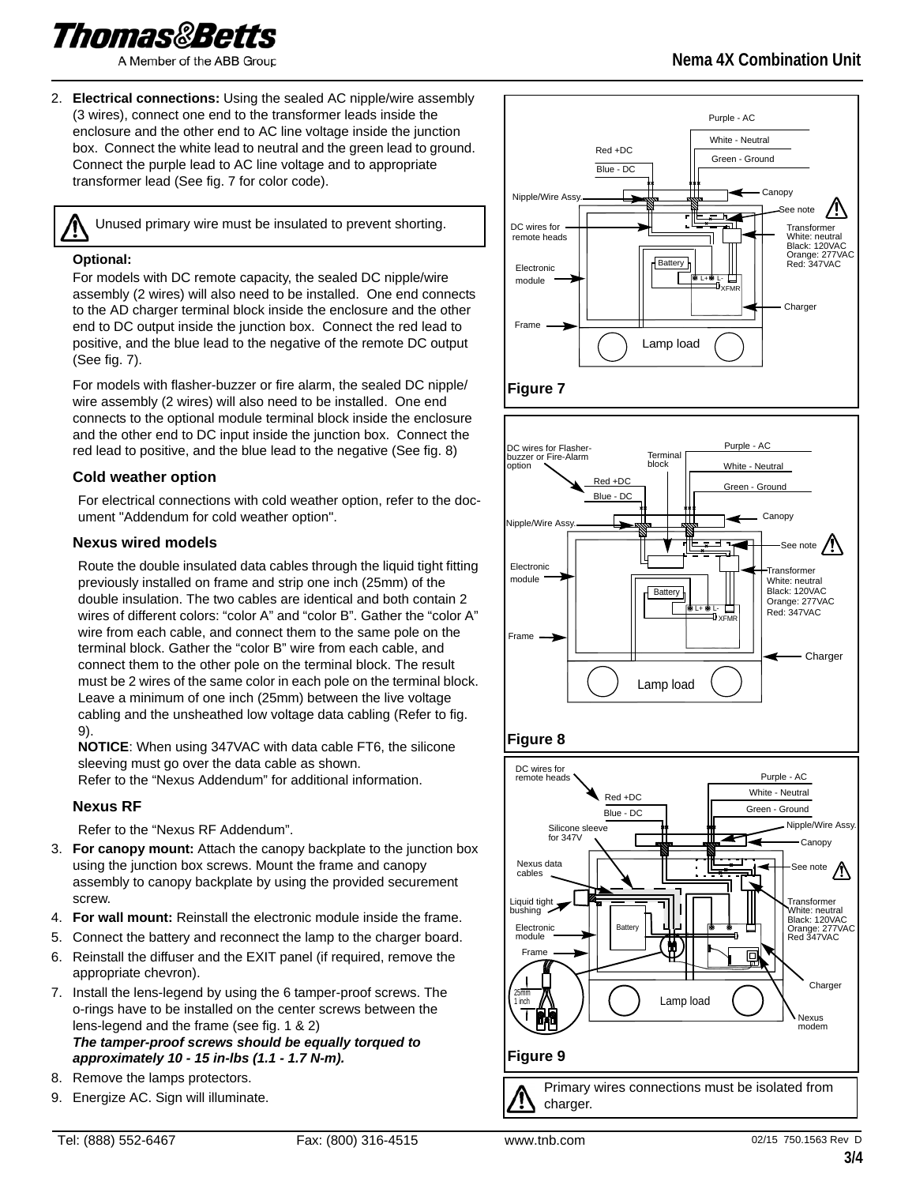2. **Electrical connections:** Using the sealed AC nipple/wire assembly (3 wires), connect one end to the transformer leads inside the enclosure and the other end to AC line voltage inside the junction box. Connect the white lead to neutral and the green lead to ground. Connect the purple lead to AC line voltage and to appropriate transformer lead (See fig. 7 for color code).

> ⚠ Unused primary wire must be insulated to prevent shorting.

**Optional:**

For models with DC remote capacity, the sealed DC nipple/wire assembly (2 wires) will also need to be installed. One end connects to the AD charger terminal block inside the enclosure and the other end to DC output inside the junction box. Connect the red lead to positive, and the blue lead to the negative of the remote DC output (See fig. 7).

For models with flasher-buzzer or fire alarm, the sealed DC nipple/wire assembly (2 wires) will also need to be installed. One end connects to the optional module terminal block inside the enclosure and the other end to DC input inside the junction box. Connect the red lead to positive, and the blue lead to the negative (See fig. 8)

### Cold weather option

For electrical connections with cold weather option, refer to the document "Addendum for cold weather option".

### Nexus wired models

Route the double insulated data cables through the liquid tight fitting previously installed on frame and strip one inch (25mm) of the double insulation. The two cables are identical and both contain 2 wires of different colors: “color A” and “color B”. Gather the “color A” wire from each cable, and connect them to the same pole on the terminal block. Gather the “color B” wire from each cable, and connect them to the other pole on the terminal block. The result must be 2 wires of the same color in each pole on the terminal block. Leave a minimum of one inch (25mm) between the live voltage cabling and the unsheathed low voltage data cabling (Refer to fig. 9).

**NOTICE**: When using 347VAC with data cable FT6, the silicone sleeving must go over the data cable as shown.
Refer to the “Nexus Addendum” for additional information.

### Nexus RF

Refer to the “Nexus RF Addendum”.

3. **For canopy mount:** Attach the canopy backplate to the junction box using the junction box screws. Mount the frame and canopy assembly to canopy backplate by using the provided securement screw.
4. **For wall mount:** Reinstall the electronic module inside the frame.
5. Connect the battery and reconnect the lamp to the charger board.
6. Reinstall the diffuser and the EXIT panel (if required, remove the appropriate chevron).
7. Install the lens-legend by using the 6 tamper-proof screws. The o-rings have to be installed on the center screws between the lens-legend and the frame (see fig. 1 & 2)
***The tamper-proof screws should be equally torqued to approximately 10 - 15 in-lbs (1.1 - 1.7 N-m).***
8. Remove the lamps protectors.
9. Energize AC. Sign will illuminate.

Purple - AC
White - Neutral
Green - Ground
Red +DC
Blue - DC
Nipple/Wire Assy.
Canopy
See note
DC wires for remote heads
Transformer
White: neutral
Black: 120VAC
Orange: 277VAC
Red: 347VAC
Battery
Electronic module
XFMR
Charger
Frame
Lamp load

**Figure 7**

DC wires for Flasher-buzzer or Fire-Alarm option
Terminal block
Purple - AC
White - Neutral
Green - Ground
Red +DC
Blue - DC
Canopy
Nipple/Wire Assy.
See note
Electronic module
Transformer
White: neutral
Black: 120VAC
Orange: 277VAC
Red: 347VAC
Battery
XFMR
Frame
Charger
Lamp load

**Figure 8**

DC wires for remote heads
Purple - AC
White - Neutral
Red +DC
Blue - DC
Green - Ground
Silicone sleeve for 347V
Nipple/Wire Assy.
Canopy
Nexus data cables
See note
Liquid tight bushing
Transformer
White: neutral
Black: 120VAC
Orange: 277VAC
Red 347VAC
Electronic module
Battery
Frame
Charger
25mm
1 inch
Lamp load
Nexus modem

**Figure 9**

> ⚠ Primary wires connections must be isolated from charger.

Tel: (888) 552-6467 Fax: (800) 316-4515 www.tnb.com 02/15 750.1563 Rev D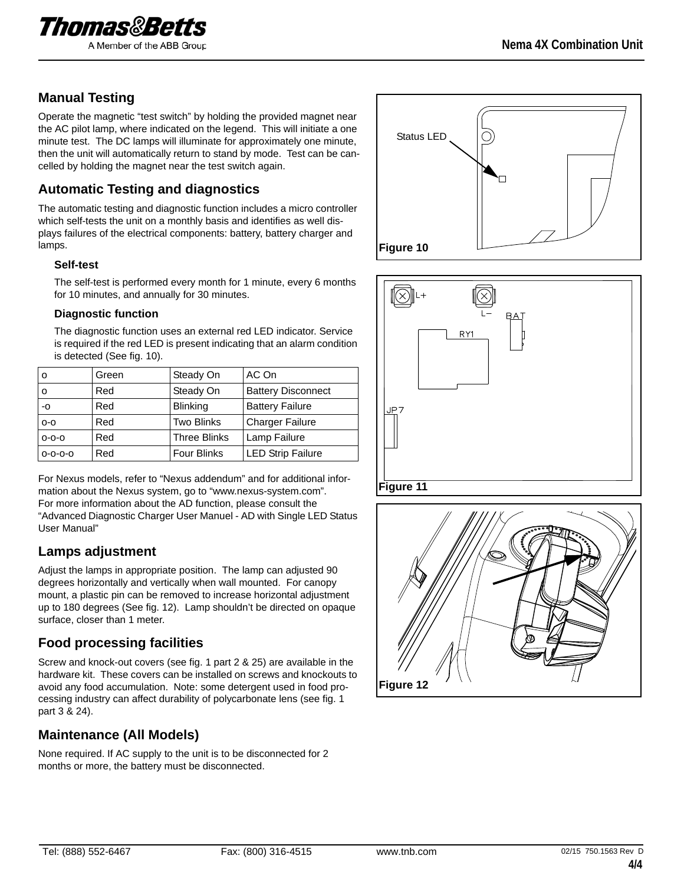## Manual Testing

Operate the magnetic “test switch” by holding the provided magnet near the AC pilot lamp, where indicated on the legend. This will initiate a one minute test. The DC lamps will illuminate for approximately one minute, then the unit will automatically return to stand by mode. Test can be cancelled by holding the magnet near the test switch again.

## Automatic Testing and diagnostics

The automatic testing and diagnostic function includes a micro controller which self-tests the unit on a monthly basis and identifies as well displays failures of the electrical components: battery, battery charger and lamps.

### Self-test

The self-test is performed every month for 1 minute, every 6 months for 10 minutes, and annually for 30 minutes.

### Diagnostic function

The diagnostic function uses an external red LED indicator. Service is required if the red LED is present indicating that an alarm condition is detected (See fig. 10).

| | | | |
|---|---|---|---|
| o | Green | Steady On | AC On |
| o | Red | Steady On | Battery Disconnect |
| -o | Red | Blinking | Battery Failure |
| o-o | Red | Two Blinks | Charger Failure |
| o-o-o | Red | Three Blinks | Lamp Failure |
| o-o-o-o | Red | Four Blinks | LED Strip Failure |

For Nexus models, refer to “Nexus addendum” and for additional information about the Nexus system, go to “www.nexus-system.com”.
For more information about the AD function, please consult the “Advanced Diagnostic Charger User Manuel - AD with Single LED Status User Manual”

## Lamps adjustment

Adjust the lamps in appropriate position. The lamp can adjusted 90 degrees horizontally and vertically when wall mounted. For canopy mount, a plastic pin can be removed to increase horizontal adjustment up to 180 degrees (See fig. 12). Lamp shouldn’t be directed on opaque surface, closer than 1 meter.

## Food processing facilities

Screw and knock-out covers (see fig. 1 part 2 & 25) are available in the hardware kit. These covers can be installed on screws and knockouts to avoid any food accumulation. Note: some detergent used in food processing industry can affect durability of polycarbonate lens (see fig. 1 part 3 & 24).

## Maintenance (All Models)

None required. If AC supply to the unit is to be disconnected for 2 months or more, the battery must be disconnected.

Status LED

Figure 10

L+
L−
BAT
RY1
JP7

Figure 11

Figure 12

Tel: (888) 552-6467 Fax: (800) 316-4515 www.tnb.com 02/15 750.1563 Rev D